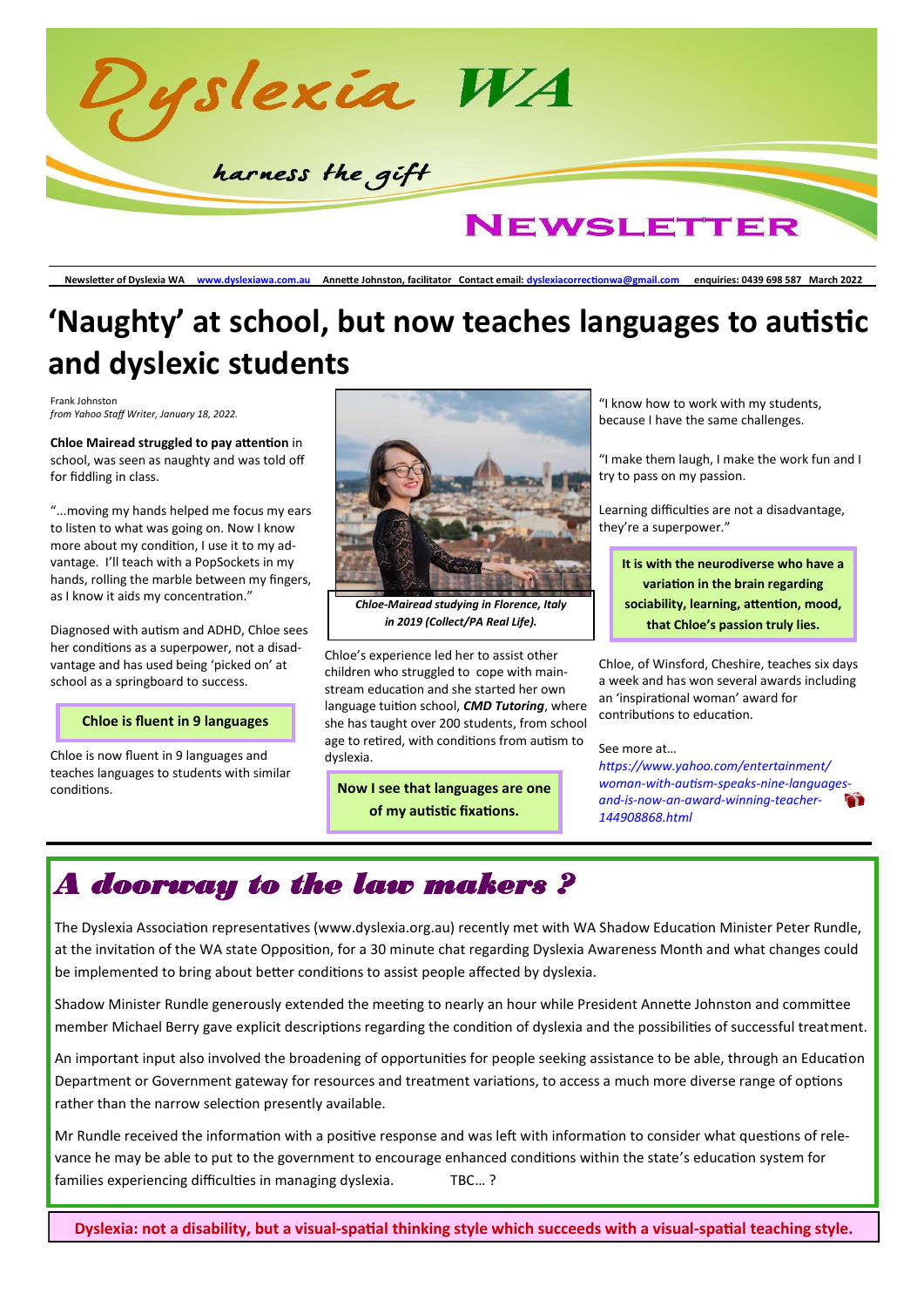# Dyslexia WA

*harness the gift*

## NEWSLETTER

Newsletter of Dyslexia WA www.dyslexiawa.com.au Annette Johnston, facilitator Contact email: dyslexiacorrectionwa@gmail.com enquiries: 0439 698 587 March 2022

# 'Naughty' at school, but now teaches languages to autistic and dyslexic students

Frank Johnston
*from Yahoo Staff Writer, January 18, 2022.*

**Chloe Mairead struggled to pay attention** in school, was seen as naughty and was told off for fiddling in class.

"...moving my hands helped me focus my ears to listen to what was going on. Now I know more about my condition, I use it to my advantage. I'll teach with a PopSockets in my hands, rolling the marble between my fingers, as I know it aids my concentration."

Diagnosed with autism and ADHD, Chloe sees her conditions as a superpower, not a disadvantage and has used being 'picked on' at school as a springboard to success.

**Chloe is fluent in 9 languages**

Chloe is now fluent in 9 languages and teaches languages to students with similar conditions.

***Chloe-Mairead studying in Florence, Italy in 2019 (Collect/PA Real Life).***

Chloe's experience led her to assist other children who struggled to cope with mainstream education and she started her own language tuition school, ***CMD Tutoring***, where she has taught over 200 students, from school age to retired, with conditions from autism to dyslexia.

**Now I see that languages are one of my autistic fixations.**

"I know how to work with my students, because I have the same challenges.

"I make them laugh, I make the work fun and I try to pass on my passion.

Learning difficulties are not a disadvantage, they're a superpower."

**It is with the neurodiverse who have a variation in the brain regarding sociability, learning, attention, mood, that Chloe's passion truly lies.**

Chloe, of Winsford, Cheshire, teaches six days a week and has won several awards including an 'inspirational woman' award for contributions to education.

See more at…
*https://www.yahoo.com/entertainment/woman-with-autism-speaks-nine-languages-and-is-now-an-award-winning-teacher-144908868.html*

## *A doorway to the law makers ?*

The Dyslexia Association representatives (www.dyslexia.org.au) recently met with WA Shadow Education Minister Peter Rundle, at the invitation of the WA state Opposition, for a 30 minute chat regarding Dyslexia Awareness Month and what changes could be implemented to bring about better conditions to assist people affected by dyslexia.

Shadow Minister Rundle generously extended the meeting to nearly an hour while President Annette Johnston and committee member Michael Berry gave explicit descriptions regarding the condition of dyslexia and the possibilities of successful treatment.

An important input also involved the broadening of opportunities for people seeking assistance to be able, through an Education Department or Government gateway for resources and treatment variations, to access a much more diverse range of options rather than the narrow selection presently available.

Mr Rundle received the information with a positive response and was left with information to consider what questions of relevance he may be able to put to the government to encourage enhanced conditions within the state's education system for families experiencing difficulties in managing dyslexia. TBC… ?

**Dyslexia: not a disability, but a visual-spatial thinking style which succeeds with a visual-spatial teaching style.**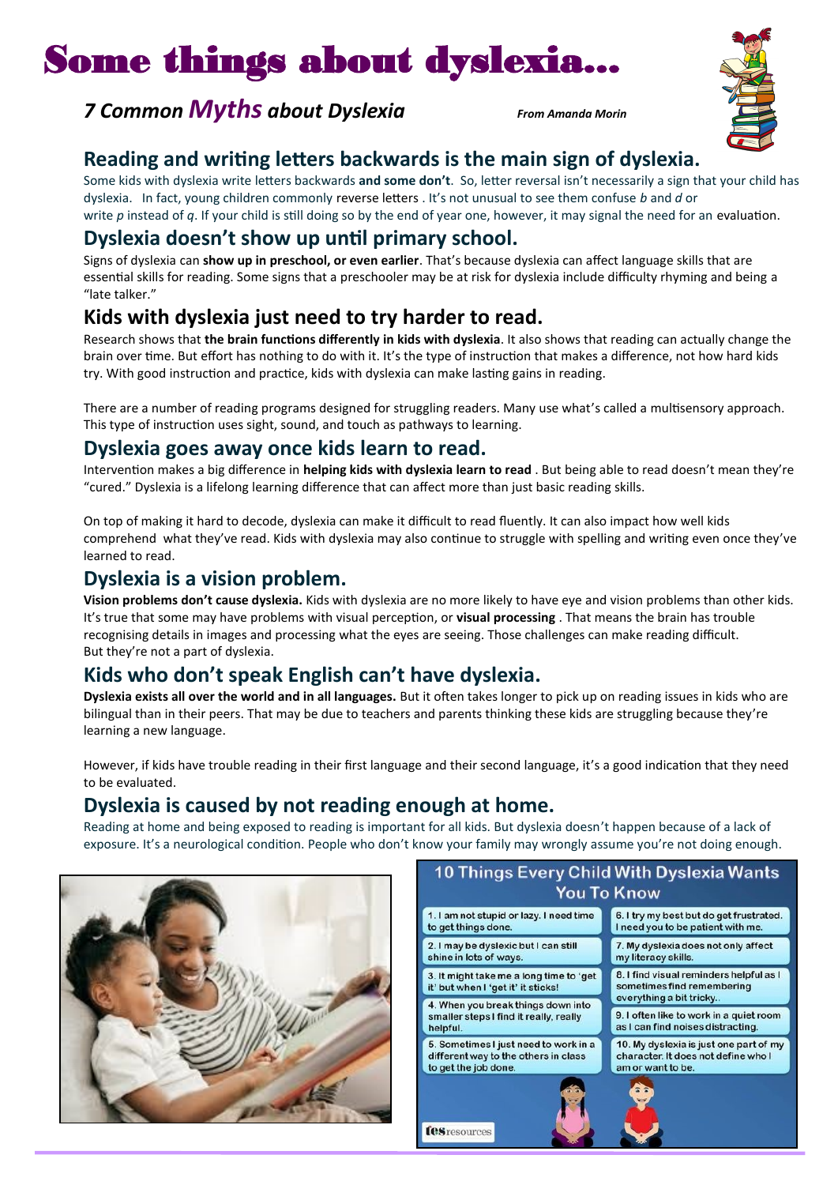# Some things about dyslexia...

## *7 Common Myths about Dyslexia*

***From Amanda Morin***

### Reading and writing letters backwards is the main sign of dyslexia.

Some kids with dyslexia write letters backwards **and some don't**. So, letter reversal isn't necessarily a sign that your child has dyslexia. In fact, young children commonly reverse letters . It's not unusual to see them confuse *b* and *d* or write *p* instead of *q*. If your child is still doing so by the end of year one, however, it may signal the need for an evaluation.

### Dyslexia doesn't show up until primary school.

Signs of dyslexia can **show up in preschool, or even earlier**. That's because dyslexia can affect language skills that are essential skills for reading. Some signs that a preschooler may be at risk for dyslexia include difficulty rhyming and being a "late talker."

### Kids with dyslexia just need to try harder to read.

Research shows that **the brain functions differently in kids with dyslexia**. It also shows that reading can actually change the brain over time. But effort has nothing to do with it. It's the type of instruction that makes a difference, not how hard kids try. With good instruction and practice, kids with dyslexia can make lasting gains in reading.

There are a number of reading programs designed for struggling readers. Many use what's called a multisensory approach. This type of instruction uses sight, sound, and touch as pathways to learning.

### Dyslexia goes away once kids learn to read.

Intervention makes a big difference in **helping kids with dyslexia learn to read** . But being able to read doesn't mean they're "cured." Dyslexia is a lifelong learning difference that can affect more than just basic reading skills.

On top of making it hard to decode, dyslexia can make it difficult to read fluently. It can also impact how well kids comprehend what they've read. Kids with dyslexia may also continue to struggle with spelling and writing even once they've learned to read.

### Dyslexia is a vision problem.

**Vision problems don't cause dyslexia.** Kids with dyslexia are no more likely to have eye and vision problems than other kids. It's true that some may have problems with visual perception, or **visual processing** . That means the brain has trouble recognising details in images and processing what the eyes are seeing. Those challenges can make reading difficult. But they're not a part of dyslexia.

### Kids who don't speak English can't have dyslexia.

**Dyslexia exists all over the world and in all languages.** But it often takes longer to pick up on reading issues in kids who are bilingual than in their peers. That may be due to teachers and parents thinking these kids are struggling because they're learning a new language.

However, if kids have trouble reading in their first language and their second language, it's a good indication that they need to be evaluated.

### Dyslexia is caused by not reading enough at home.

Reading at home and being exposed to reading is important for all kids. But dyslexia doesn't happen because of a lack of exposure. It's a neurological condition. People who don't know your family may wrongly assume you're not doing enough.

### 10 Things Every Child With Dyslexia Wants You To Know

1. I am not stupid or lazy. I need time to get things done.
2. I may be dyslexic but I can still shine in lots of ways.
3. It might take me a long time to 'get it' but when I 'get it' it sticks!
4. When you break things down into smaller steps I find it really, really helpful.
5. Sometimes I just need to work in a different way to the others in class to get the job done.
6. I try my best but do get frustrated. I need you to be patient with me.
7. My dyslexia does not only affect my literacy skills.
8. I find visual reminders helpful as I sometimes find remembering everything a bit tricky..
9. I often like to work in a quiet room as I can find noises distracting.
10. My dyslexia is just one part of my character. It does not define who I am or want to be.

tesresources